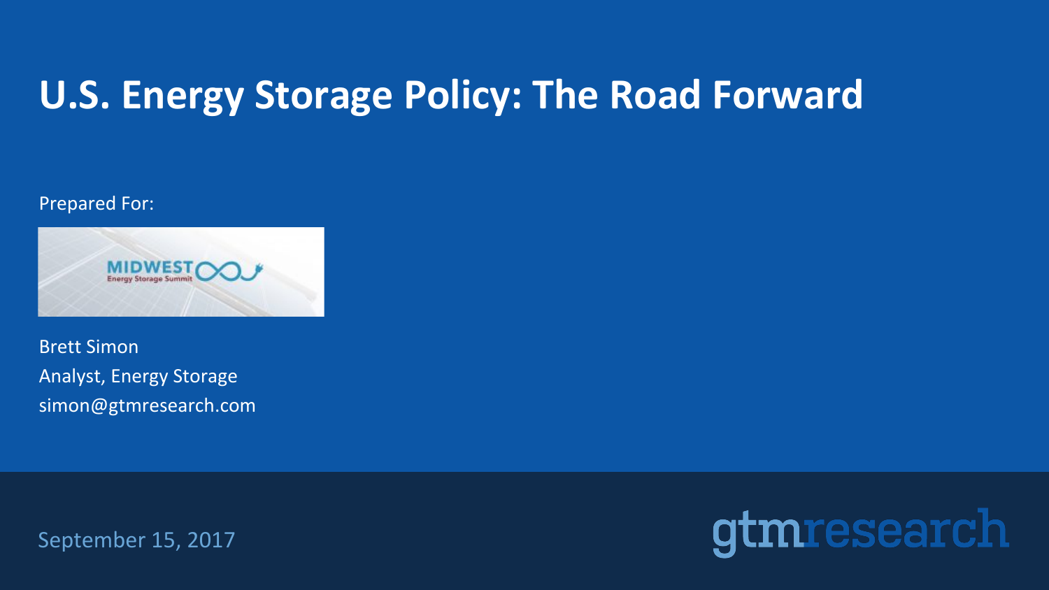# U.S. Energy Storage Policy: The Road Forward

Prepared For:

MIDWEST Energy Storage Summit

Brett Simon
Analyst, Energy Storage
simon@gtmresearch.com

September 15, 2017

gtmresearch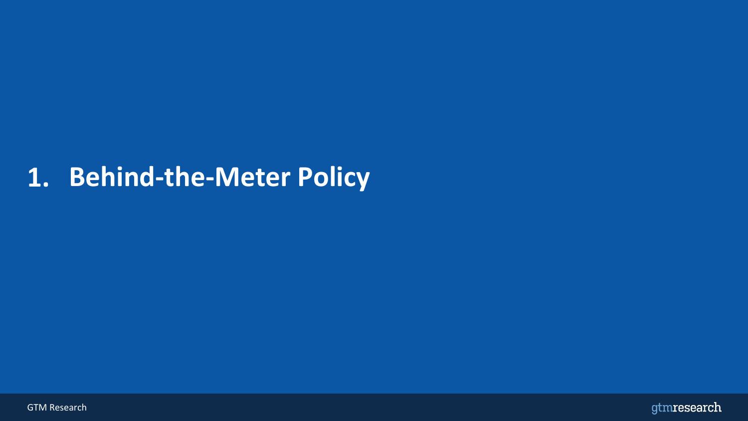# 1. Behind-the-Meter Policy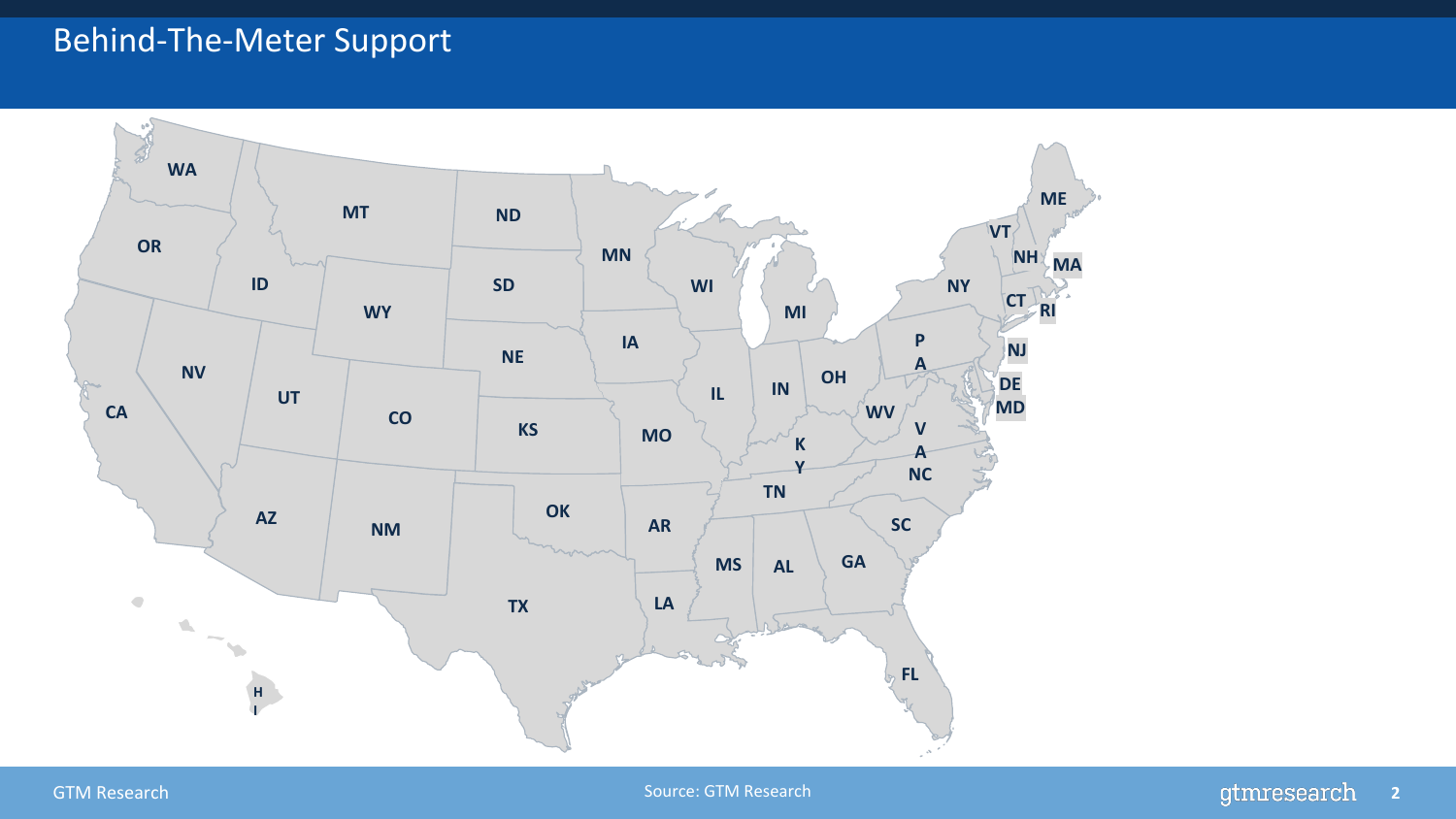# Behind-The-Meter Support

WA, OR, CA, MT, ID, NV, WY, UT, AZ, CO, NM, ND, SD, NE, KS, OK, TX, MN, IA, MO, AR, LA, WI, IL, MS, MI, IN, KY, TN, AL, OH, GA, FL, WV, PA, VA, NC, SC, NY, VT, NH, ME, MA, CT, RI, NJ, DE, MD, HI

Source: GTM Research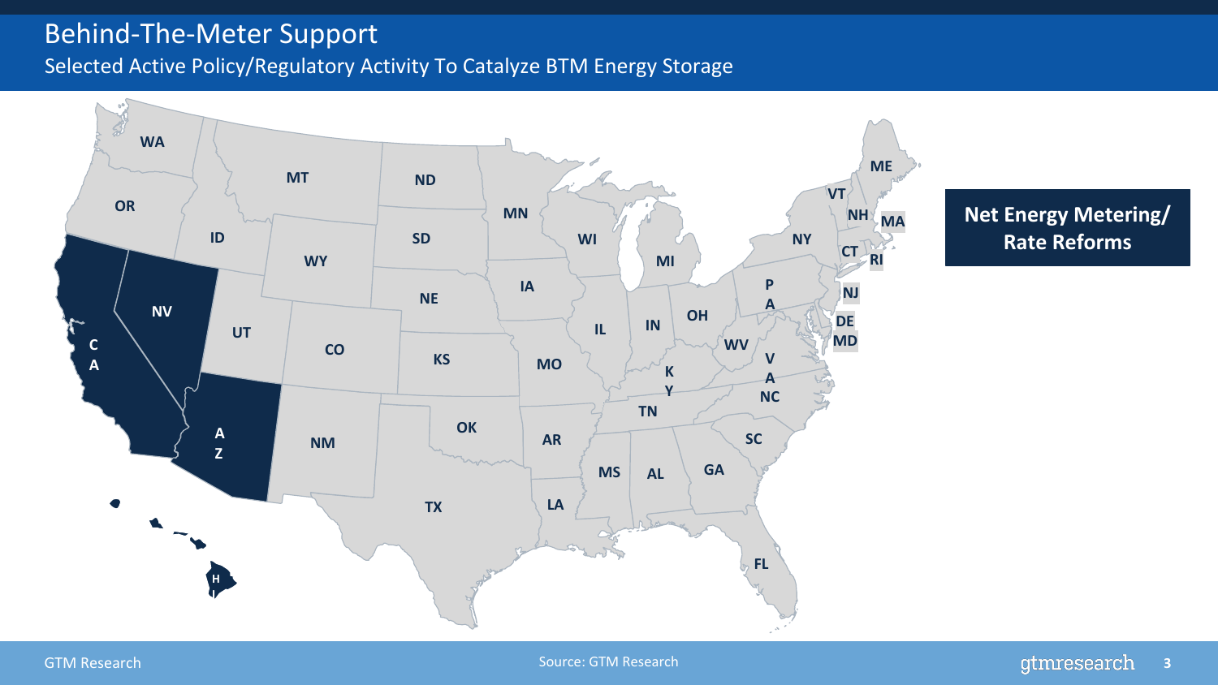# Behind-The-Meter Support

## Selected Active Policy/Regulatory Activity To Catalyze BTM Energy Storage

**Net Energy Metering/ Rate Reforms**

Source: GTM Research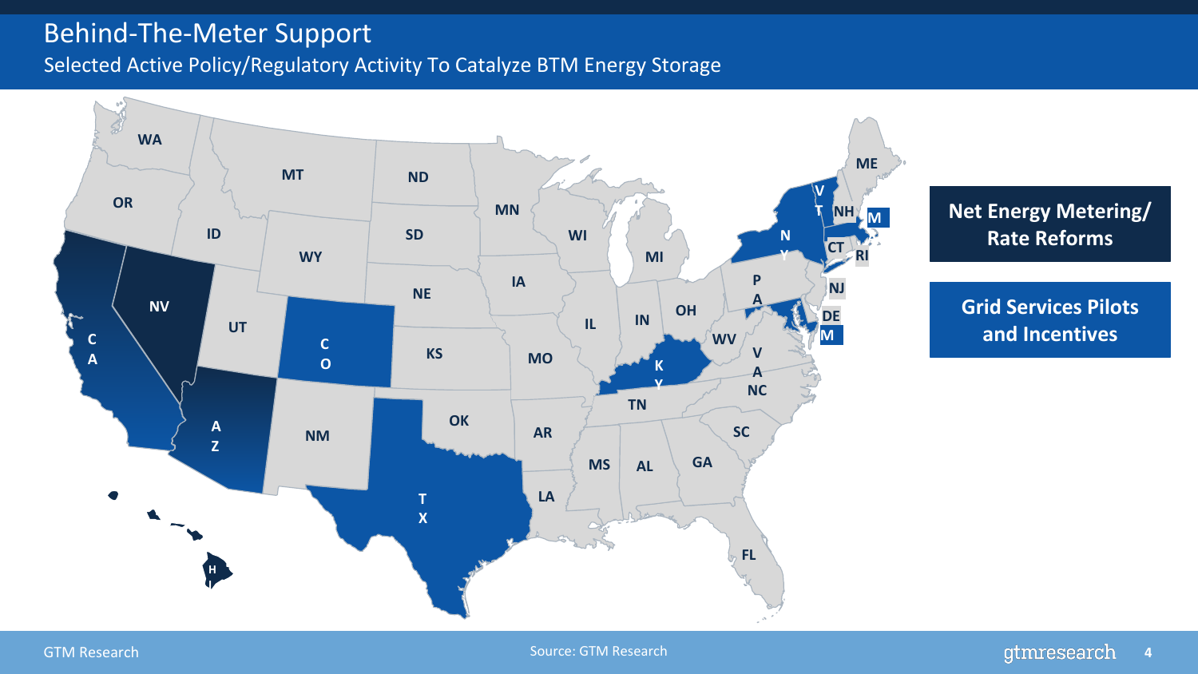# Behind-The-Meter Support

## Selected Active Policy/Regulatory Activity To Catalyze BTM Energy Storage

**Net Energy Metering/ Rate Reforms**

**Grid Services Pilots and Incentives**

WA, OR, CA, NV, ID, MT, WY, UT, AZ, CO, NM, ND, SD, NE, KS, OK, TX, MN, IA, MO, AR, LA, WI, IL, MI, IN, OH, KY, TN, MS, AL, GA, FL, SC, NC, VA, WV, PA, NY, VT, NH, ME, MA, CT, RI, NJ, DE, MD, HI

Source: GTM Research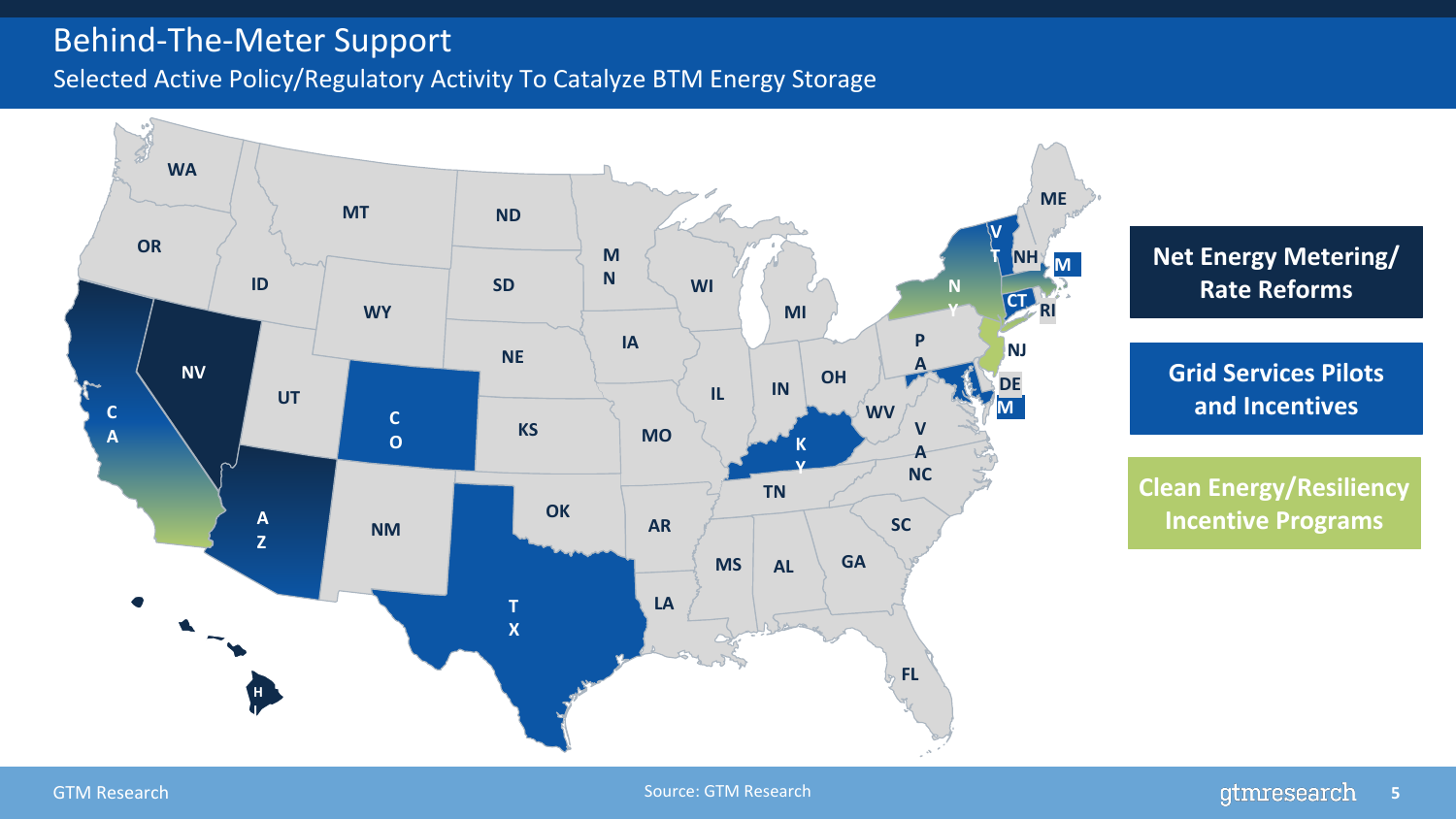# Behind-The-Meter Support

## Selected Active Policy/Regulatory Activity To Catalyze BTM Energy Storage

- **Net Energy Metering/ Rate Reforms**
- **Grid Services Pilots and Incentives**
- **Clean Energy/Resiliency Incentive Programs**

Source: GTM Research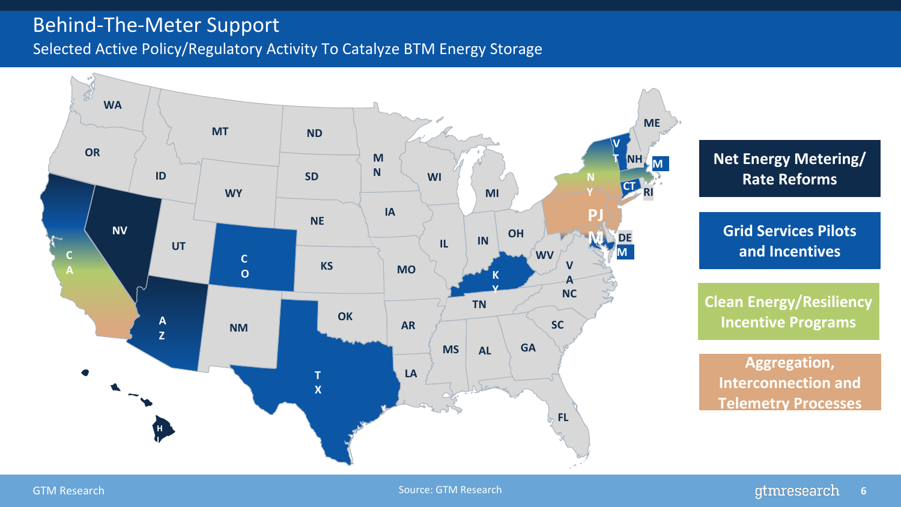# Behind-The-Meter Support

## Selected Active Policy/Regulatory Activity To Catalyze BTM Energy Storage

**Net Energy Metering/ Rate Reforms**

**Grid Services Pilots and Incentives**

**Clean Energy/Resiliency Incentive Programs**

**Aggregation, Interconnection and Telemetry Processes**

Source: GTM Research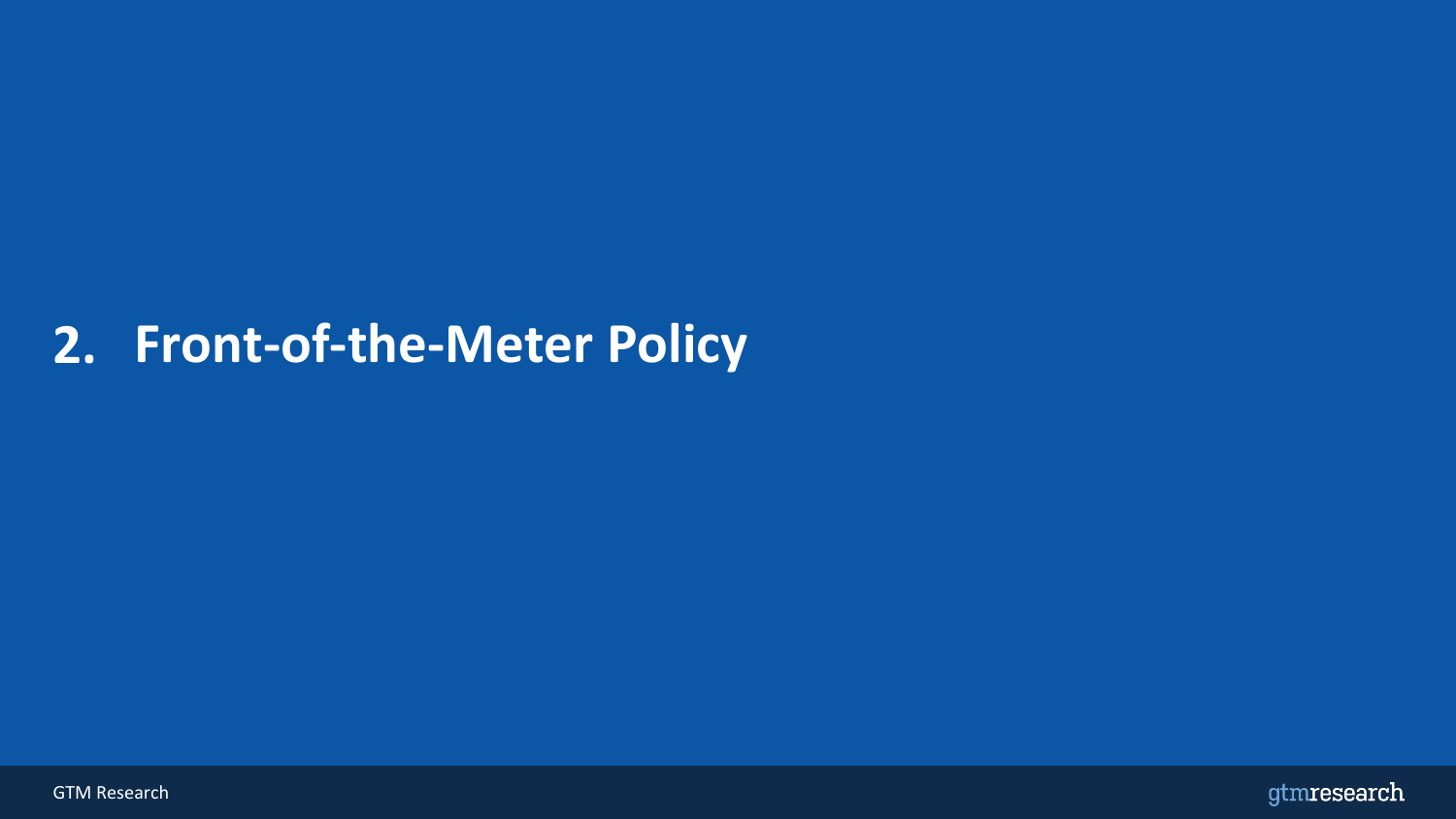# 2. Front-of-the-Meter Policy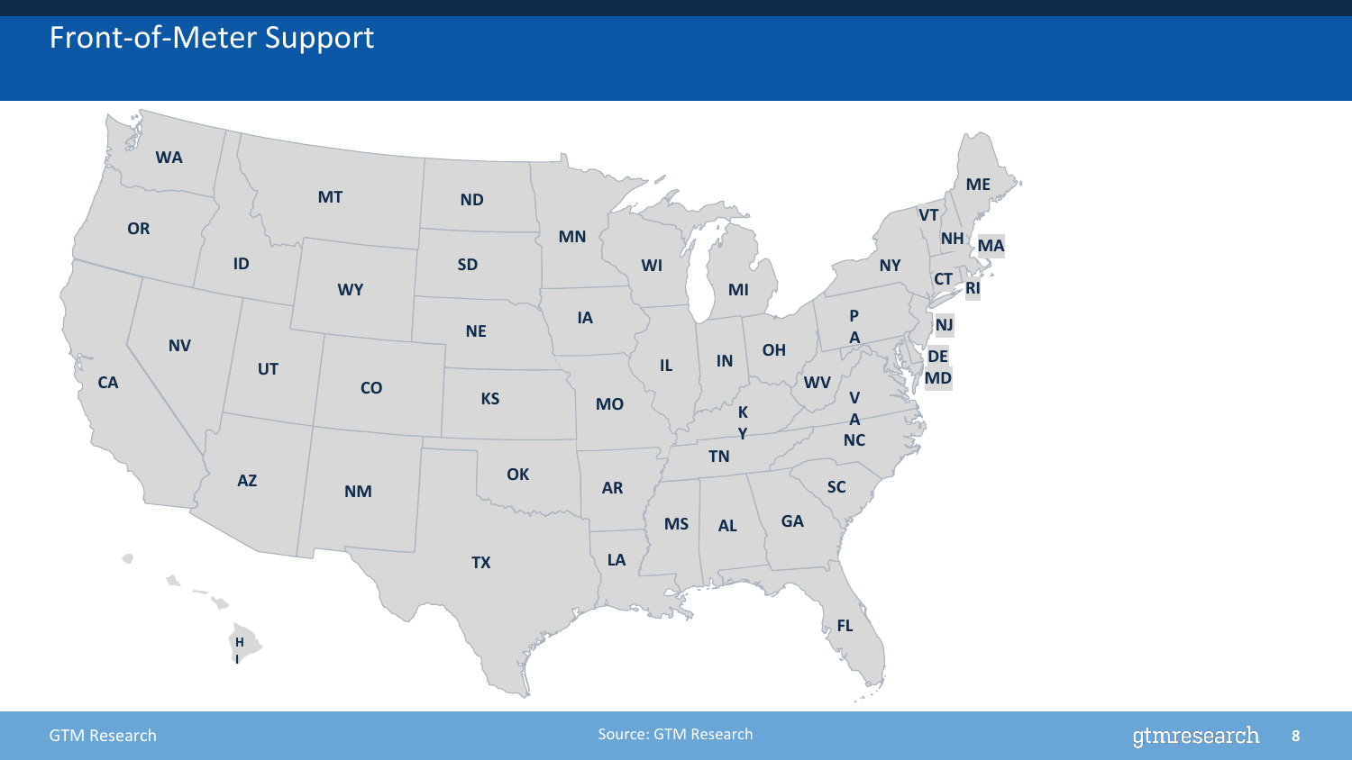# Front-of-Meter Support

WA
MT
ND
MN
OR
ID
SD
WI
WY
MI
IA
NE
NV
UT
CA
CO
KS
MO
IL
IN
OH
KY
WV
VA
PA
NY
VT
NH
ME
MA
CT
RI
NJ
DE
MD
NC
TN
SC
AR
OK
AZ
NM
TX
LA
MS
AL
GA
FL
HI

Source: GTM Research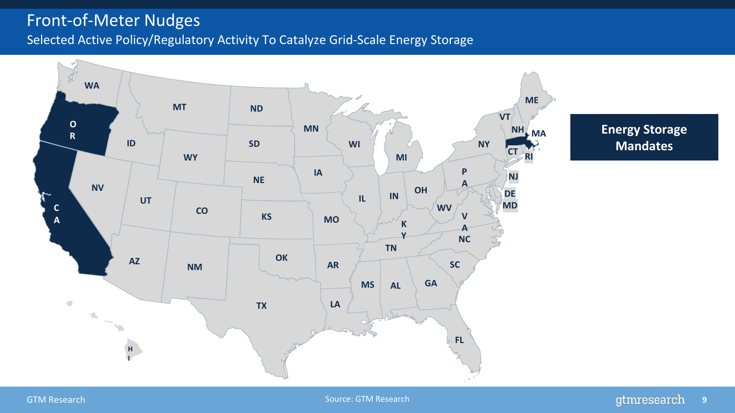# Front-of-Meter Nudges

## Selected Active Policy/Regulatory Activity To Catalyze Grid-Scale Energy Storage

**Energy Storage Mandates**

Source: GTM Research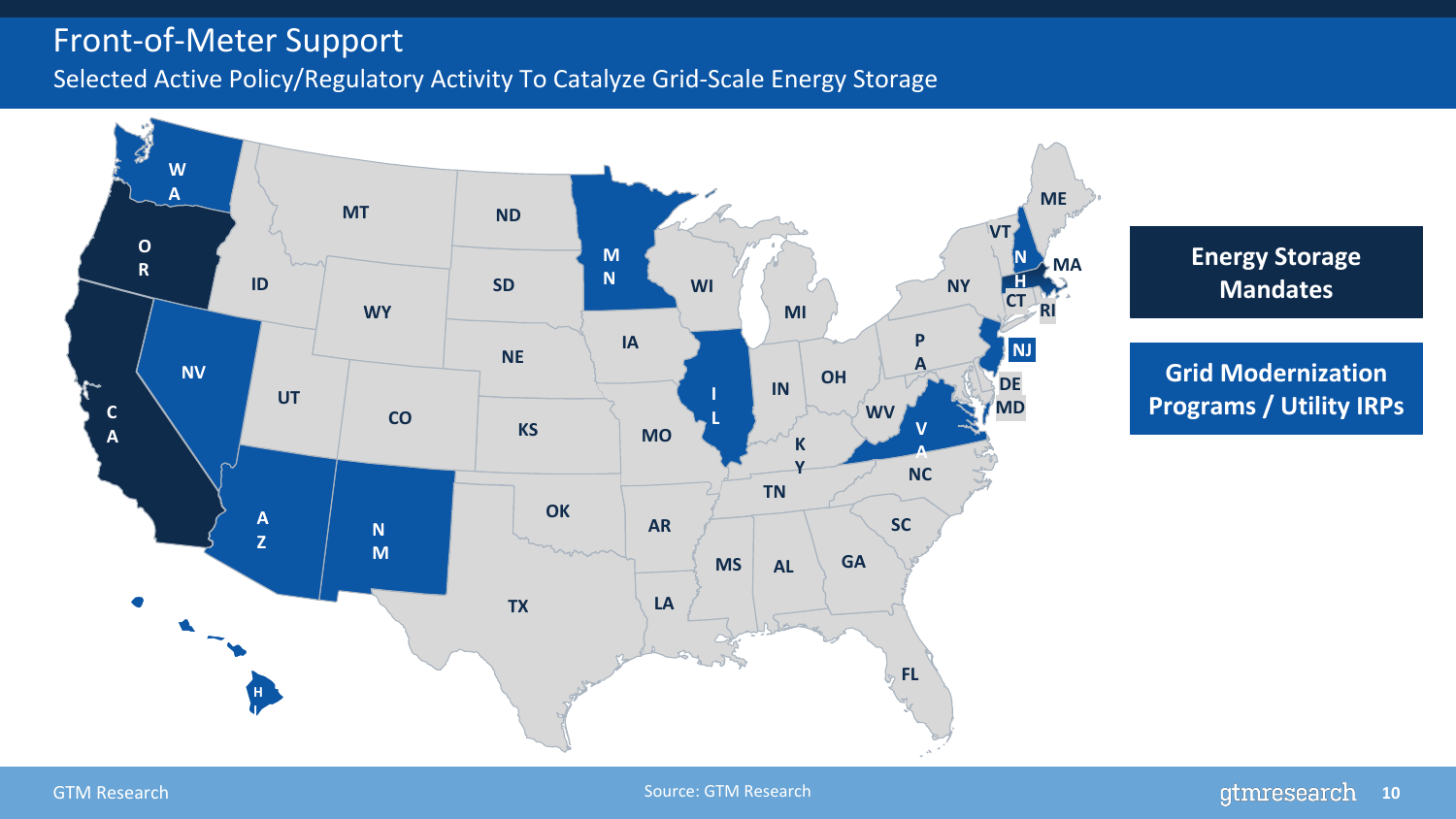# Front-of-Meter Support

## Selected Active Policy/Regulatory Activity To Catalyze Grid-Scale Energy Storage

**Energy Storage Mandates**

**Grid Modernization Programs / Utility IRPs**

Source: GTM Research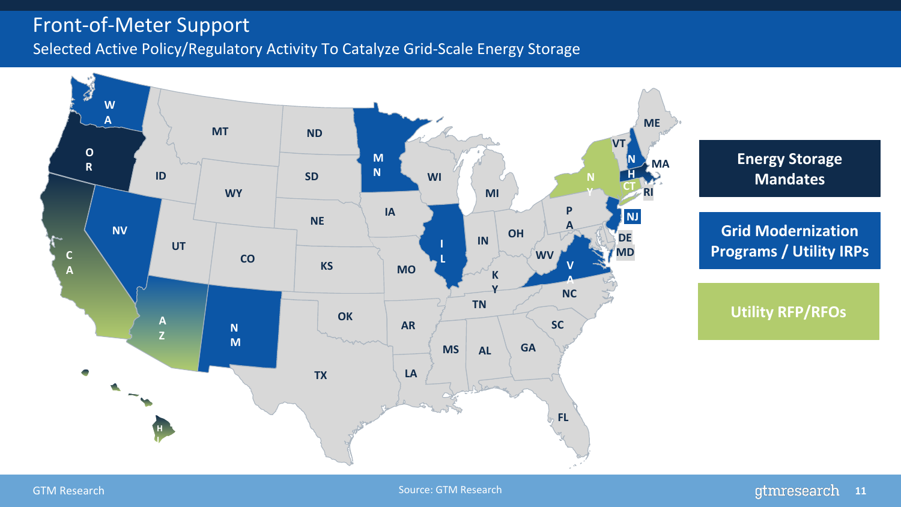# Front-of-Meter Support

## Selected Active Policy/Regulatory Activity To Catalyze Grid-Scale Energy Storage

**Energy Storage Mandates**

**Grid Modernization Programs / Utility IRPs**

**Utility RFP/RFOs**

WA, OR, CA, NV, ID, MT, WY, UT, AZ, NM, CO, ND, SD, NE, KS, OK, TX, MN, IA, MO, AR, LA, WI, IL, MI, IN, OH, KY, TN, MS, AL, GA, FL, SC, NC, VA, WV, PA, NY, VT, NH, ME, MA, CT, RI, NJ, DE, MD, HI

Source: GTM Research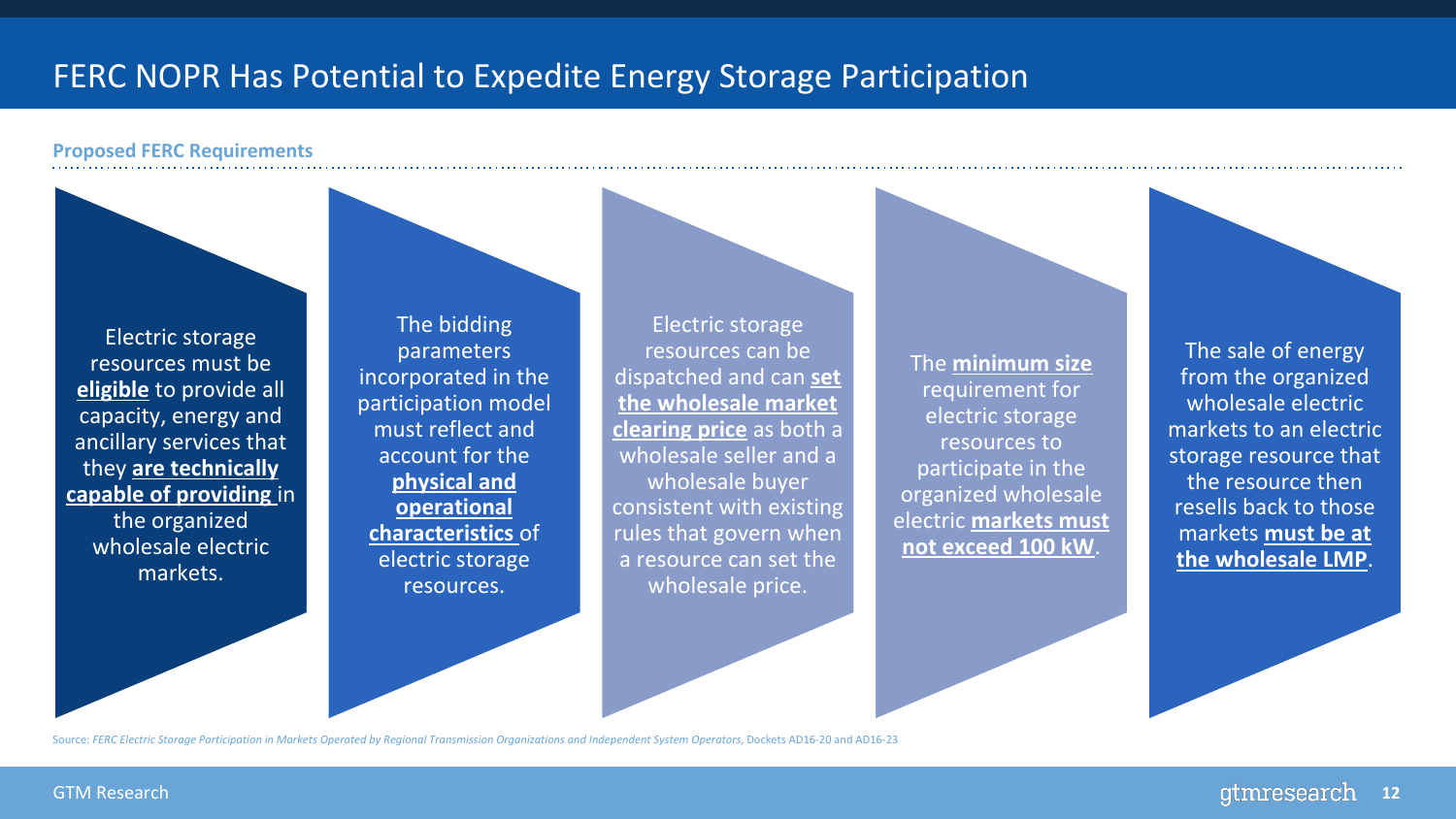# FERC NOPR Has Potential to Expedite Energy Storage Participation

**Proposed FERC Requirements**

1. Electric storage resources must be **eligible** to provide all capacity, energy and ancillary services that they **are technically capable of providing** in the organized wholesale electric markets.

2. The bidding parameters incorporated in the participation model must reflect and account for the **physical and operational characteristics** of electric storage resources.

3. Electric storage resources can be dispatched and can **set the wholesale market clearing price** as both a wholesale seller and a wholesale buyer consistent with existing rules that govern when a resource can set the wholesale price.

4. The **minimum size** requirement for electric storage resources to participate in the organized wholesale electric **markets must not exceed 100 kW**.

5. The sale of energy from the organized wholesale electric markets to an electric storage resource that the resource then resells back to those markets **must be at the wholesale LMP**.

Source: *FERC Electric Storage Participation in Markets Operated by Regional Transmission Organizations and Independent System Operators*, Dockets AD16-20 and AD16-23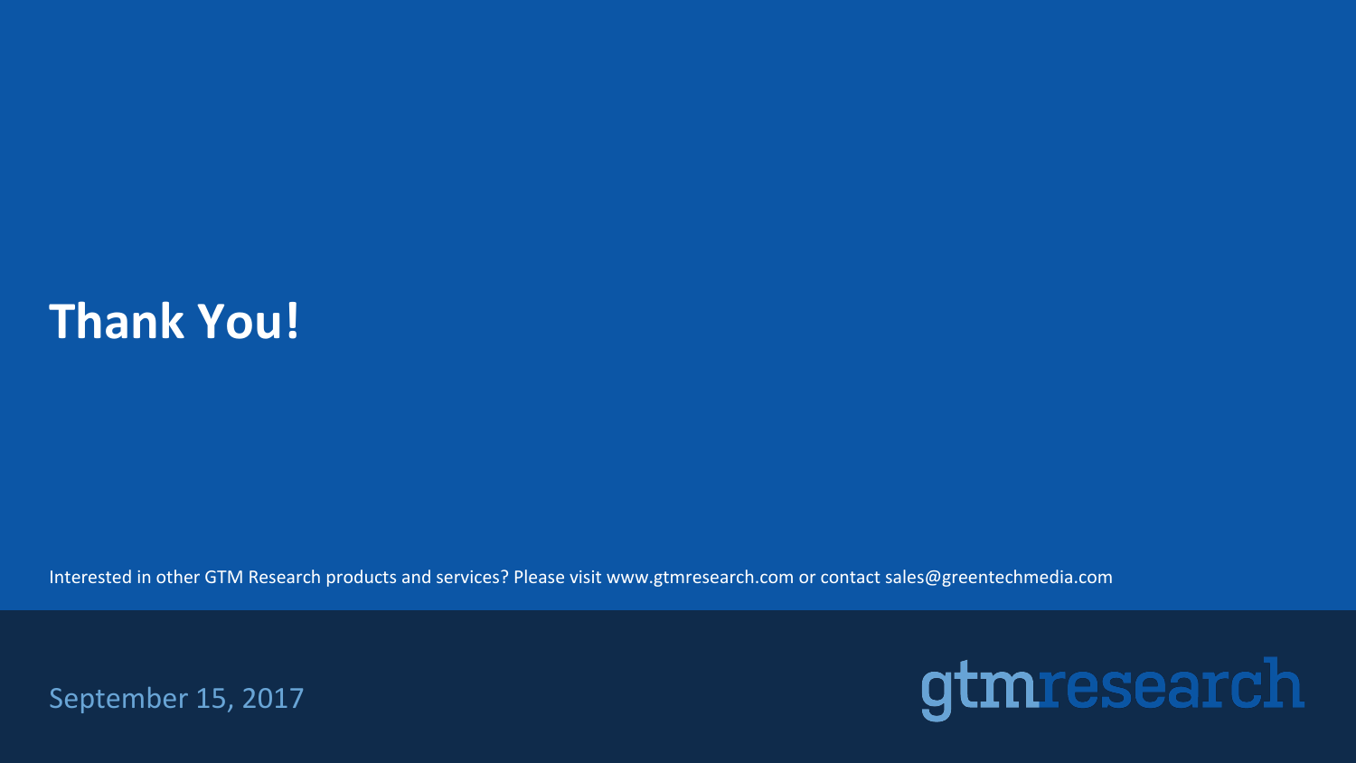# Thank You!

Interested in other GTM Research products and services? Please visit www.gtmresearch.com or contact sales@greentechmedia.com

September 15, 2017

gtmresearch